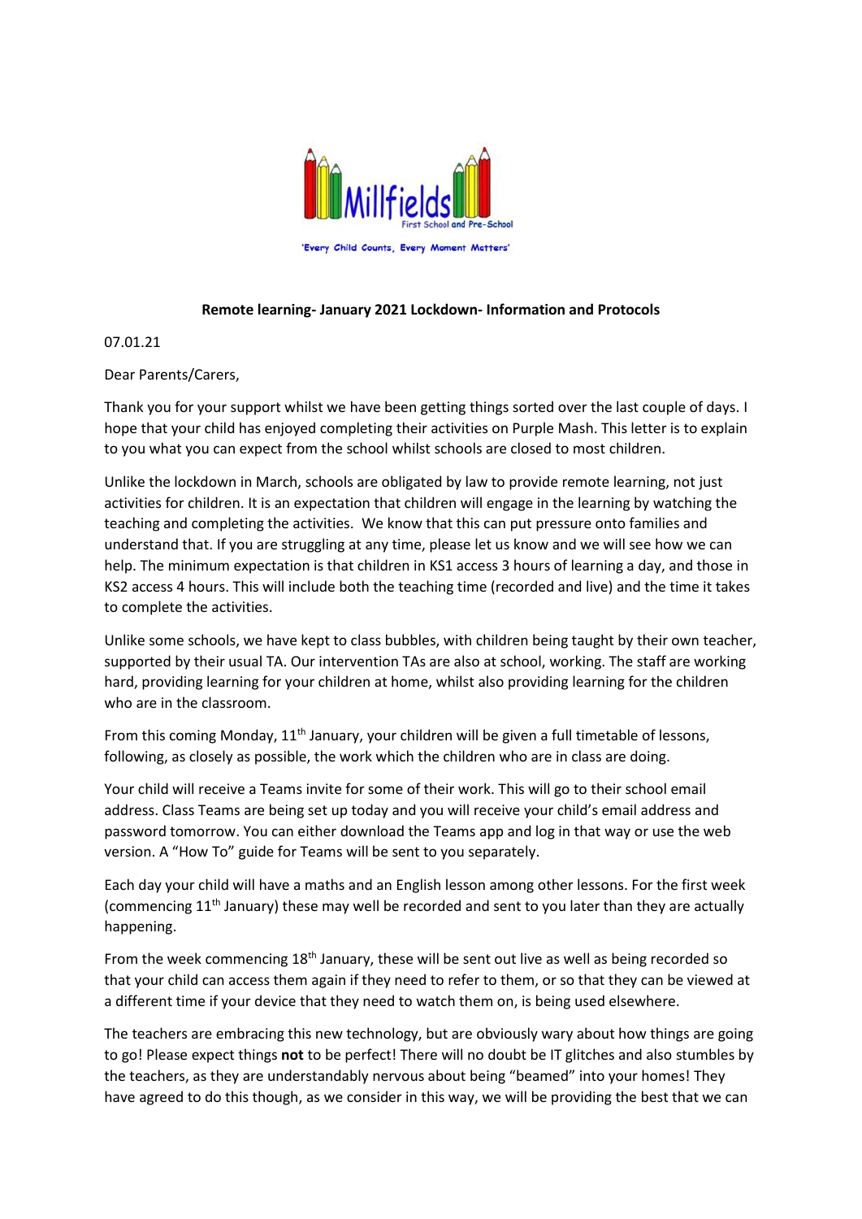Millfields First School and Pre-School

'Every Child Counts, Every Moment Matters'

**Remote learning- January 2021 Lockdown- Information and Protocols**

07.01.21

Dear Parents/Carers,

Thank you for your support whilst we have been getting things sorted over the last couple of days. I hope that your child has enjoyed completing their activities on Purple Mash. This letter is to explain to you what you can expect from the school whilst schools are closed to most children.

Unlike the lockdown in March, schools are obligated by law to provide remote learning, not just activities for children. It is an expectation that children will engage in the learning by watching the teaching and completing the activities. We know that this can put pressure onto families and understand that. If you are struggling at any time, please let us know and we will see how we can help. The minimum expectation is that children in KS1 access 3 hours of learning a day, and those in KS2 access 4 hours. This will include both the teaching time (recorded and live) and the time it takes to complete the activities.

Unlike some schools, we have kept to class bubbles, with children being taught by their own teacher, supported by their usual TA. Our intervention TAs are also at school, working. The staff are working hard, providing learning for your children at home, whilst also providing learning for the children who are in the classroom.

From this coming Monday, 11th January, your children will be given a full timetable of lessons, following, as closely as possible, the work which the children who are in class are doing.

Your child will receive a Teams invite for some of their work. This will go to their school email address. Class Teams are being set up today and you will receive your child's email address and password tomorrow. You can either download the Teams app and log in that way or use the web version. A "How To" guide for Teams will be sent to you separately.

Each day your child will have a maths and an English lesson among other lessons. For the first week (commencing 11th January) these may well be recorded and sent to you later than they are actually happening.

From the week commencing 18th January, these will be sent out live as well as being recorded so that your child can access them again if they need to refer to them, or so that they can be viewed at a different time if your device that they need to watch them on, is being used elsewhere.

The teachers are embracing this new technology, but are obviously wary about how things are going to go! Please expect things **not** to be perfect! There will no doubt be IT glitches and also stumbles by the teachers, as they are understandably nervous about being "beamed" into your homes! They have agreed to do this though, as we consider in this way, we will be providing the best that we can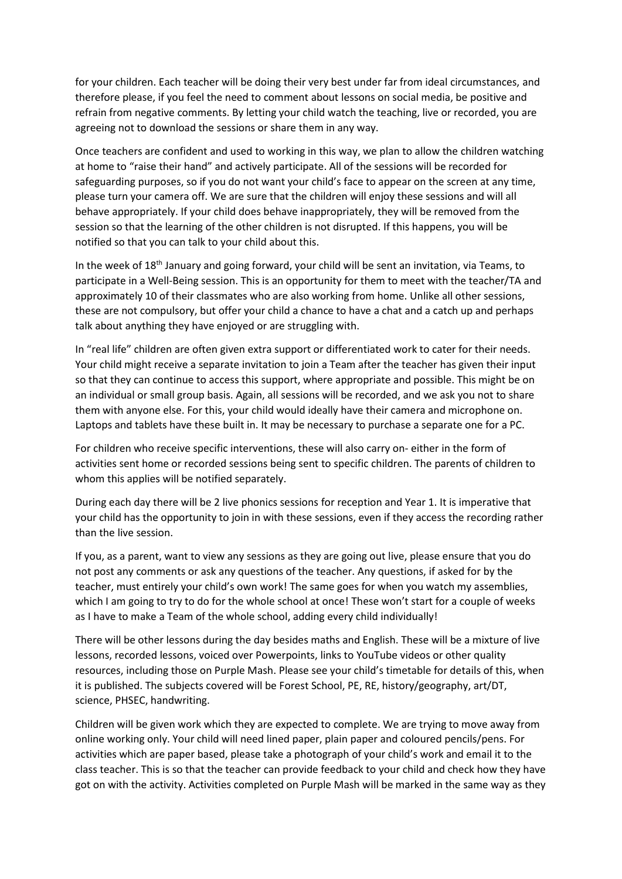for your children. Each teacher will be doing their very best under far from ideal circumstances, and therefore please, if you feel the need to comment about lessons on social media, be positive and refrain from negative comments. By letting your child watch the teaching, live or recorded, you are agreeing not to download the sessions or share them in any way.

Once teachers are confident and used to working in this way, we plan to allow the children watching at home to "raise their hand" and actively participate. All of the sessions will be recorded for safeguarding purposes, so if you do not want your child's face to appear on the screen at any time, please turn your camera off. We are sure that the children will enjoy these sessions and will all behave appropriately. If your child does behave inappropriately, they will be removed from the session so that the learning of the other children is not disrupted. If this happens, you will be notified so that you can talk to your child about this.

In the week of 18th January and going forward, your child will be sent an invitation, via Teams, to participate in a Well-Being session. This is an opportunity for them to meet with the teacher/TA and approximately 10 of their classmates who are also working from home. Unlike all other sessions, these are not compulsory, but offer your child a chance to have a chat and a catch up and perhaps talk about anything they have enjoyed or are struggling with.

In "real life" children are often given extra support or differentiated work to cater for their needs. Your child might receive a separate invitation to join a Team after the teacher has given their input so that they can continue to access this support, where appropriate and possible. This might be on an individual or small group basis. Again, all sessions will be recorded, and we ask you not to share them with anyone else. For this, your child would ideally have their camera and microphone on. Laptops and tablets have these built in. It may be necessary to purchase a separate one for a PC.

For children who receive specific interventions, these will also carry on- either in the form of activities sent home or recorded sessions being sent to specific children. The parents of children to whom this applies will be notified separately.

During each day there will be 2 live phonics sessions for reception and Year 1. It is imperative that your child has the opportunity to join in with these sessions, even if they access the recording rather than the live session.

If you, as a parent, want to view any sessions as they are going out live, please ensure that you do not post any comments or ask any questions of the teacher. Any questions, if asked for by the teacher, must entirely your child's own work! The same goes for when you watch my assemblies, which I am going to try to do for the whole school at once! These won't start for a couple of weeks as I have to make a Team of the whole school, adding every child individually!

There will be other lessons during the day besides maths and English. These will be a mixture of live lessons, recorded lessons, voiced over Powerpoints, links to YouTube videos or other quality resources, including those on Purple Mash. Please see your child's timetable for details of this, when it is published. The subjects covered will be Forest School, PE, RE, history/geography, art/DT, science, PHSEC, handwriting.

Children will be given work which they are expected to complete. We are trying to move away from online working only. Your child will need lined paper, plain paper and coloured pencils/pens. For activities which are paper based, please take a photograph of your child's work and email it to the class teacher. This is so that the teacher can provide feedback to your child and check how they have got on with the activity. Activities completed on Purple Mash will be marked in the same way as they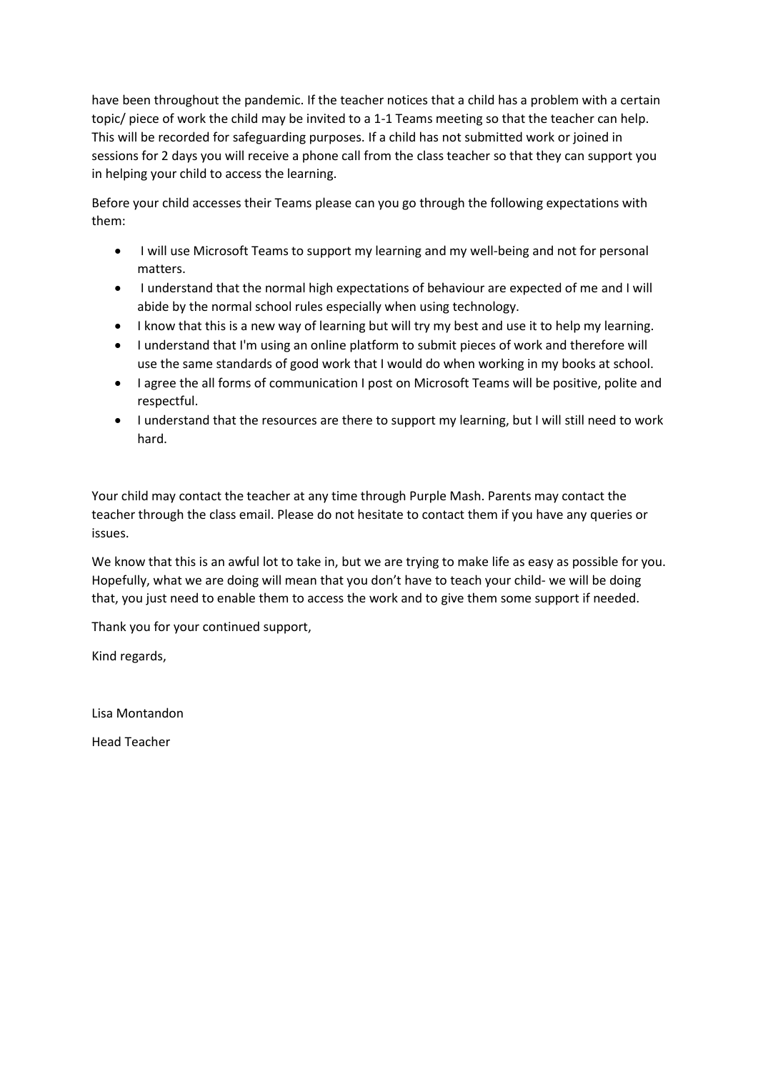have been throughout the pandemic. If the teacher notices that a child has a problem with a certain topic/ piece of work the child may be invited to a 1-1 Teams meeting so that the teacher can help. This will be recorded for safeguarding purposes. If a child has not submitted work or joined in sessions for 2 days you will receive a phone call from the class teacher so that they can support you in helping your child to access the learning.

Before your child accesses their Teams please can you go through the following expectations with them:

- I will use Microsoft Teams to support my learning and my well-being and not for personal matters.
- I understand that the normal high expectations of behaviour are expected of me and I will abide by the normal school rules especially when using technology.
- I know that this is a new way of learning but will try my best and use it to help my learning.
- I understand that I'm using an online platform to submit pieces of work and therefore will use the same standards of good work that I would do when working in my books at school.
- I agree the all forms of communication I post on Microsoft Teams will be positive, polite and respectful.
- I understand that the resources are there to support my learning, but I will still need to work hard.

Your child may contact the teacher at any time through Purple Mash. Parents may contact the teacher through the class email. Please do not hesitate to contact them if you have any queries or issues.

We know that this is an awful lot to take in, but we are trying to make life as easy as possible for you. Hopefully, what we are doing will mean that you don't have to teach your child- we will be doing that, you just need to enable them to access the work and to give them some support if needed.

Thank you for your continued support,

Kind regards,

Lisa Montandon

Head Teacher